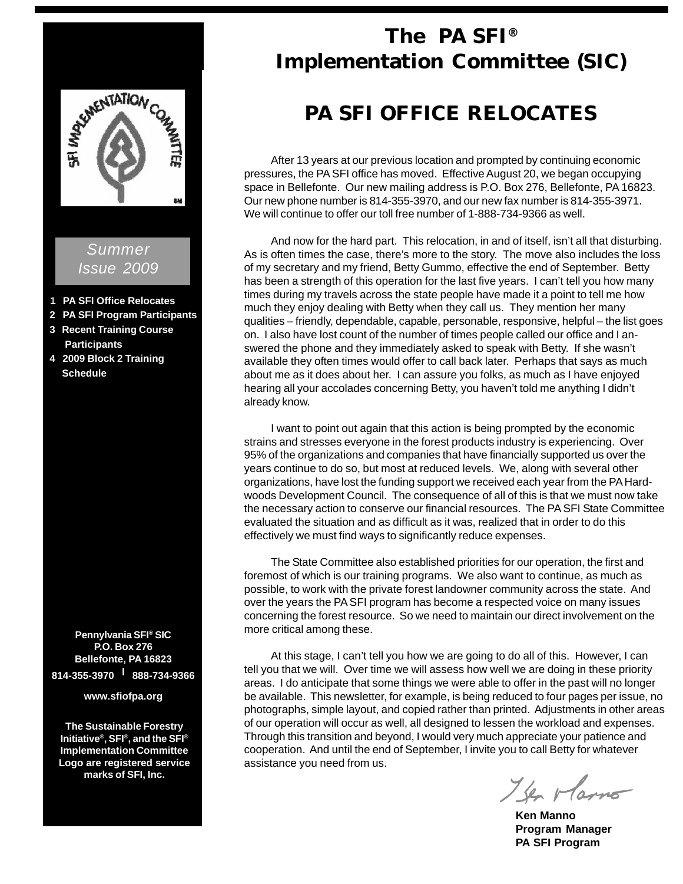# The PA SFI® Implementation Committee (SIC)

*Summer Issue 2009*

1. PA SFI Office Relocates
2. PA SFI Program Participants
3. Recent Training Course Participants
4. 2009 Block 2 Training Schedule

## PA SFI OFFICE RELOCATES

After 13 years at our previous location and prompted by continuing economic pressures, the PA SFI office has moved. Effective August 20, we began occupying space in Bellefonte. Our new mailing address is P.O. Box 276, Bellefonte, PA 16823. Our new phone number is 814-355-3970, and our new fax number is 814-355-3971. We will continue to offer our toll free number of 1-888-734-9366 as well.

And now for the hard part. This relocation, in and of itself, isn't all that disturbing. As is often times the case, there's more to the story. The move also includes the loss of my secretary and my friend, Betty Gummo, effective the end of September. Betty has been a strength of this operation for the last five years. I can't tell you how many times during my travels across the state people have made it a point to tell me how much they enjoy dealing with Betty when they call us. They mention her many qualities – friendly, dependable, capable, personable, responsive, helpful – the list goes on. I also have lost count of the number of times people called our office and I answered the phone and they immediately asked to speak with Betty. If she wasn't available they often times would offer to call back later. Perhaps that says as much about me as it does about her. I can assure you folks, as much as I have enjoyed hearing all your accolades concerning Betty, you haven't told me anything I didn't already know.

I want to point out again that this action is being prompted by the economic strains and stresses everyone in the forest products industry is experiencing. Over 95% of the organizations and companies that have financially supported us over the years continue to do so, but most at reduced levels. We, along with several other organizations, have lost the funding support we received each year from the PA Hardwoods Development Council. The consequence of all of this is that we must now take the necessary action to conserve our financial resources. The PA SFI State Committee evaluated the situation and as difficult as it was, realized that in order to do this effectively we must find ways to significantly reduce expenses.

The State Committee also established priorities for our operation, the first and foremost of which is our training programs. We also want to continue, as much as possible, to work with the private forest landowner community across the state. And over the years the PA SFI program has become a respected voice on many issues concerning the forest resource. So we need to maintain our direct involvement on the more critical among these.

At this stage, I can't tell you how we are going to do all of this. However, I can tell you that we will. Over time we will assess how well we are doing in these priority areas. I do anticipate that some things we were able to offer in the past will no longer be available. This newsletter, for example, is being reduced to four pages per issue, no photographs, simple layout, and copied rather than printed. Adjustments in other areas of our operation will occur as well, all designed to lessen the workload and expenses. Through this transition and beyond, I would very much appreciate your patience and cooperation. And until the end of September, I invite you to call Betty for whatever assistance you need from us.

**Ken Manno**
**Program Manager**
**PA SFI Program**

---

**Pennylvania SFI® SIC**
**P.O. Box 276**
**Bellefonte, PA 16823**
**814-355-3970 | 888-734-9366**

**www.sfiofpa.org**

**The Sustainable Forestry Initiative®, SFI®, and the SFI® Implementation Committee Logo are registered service marks of SFI, Inc.**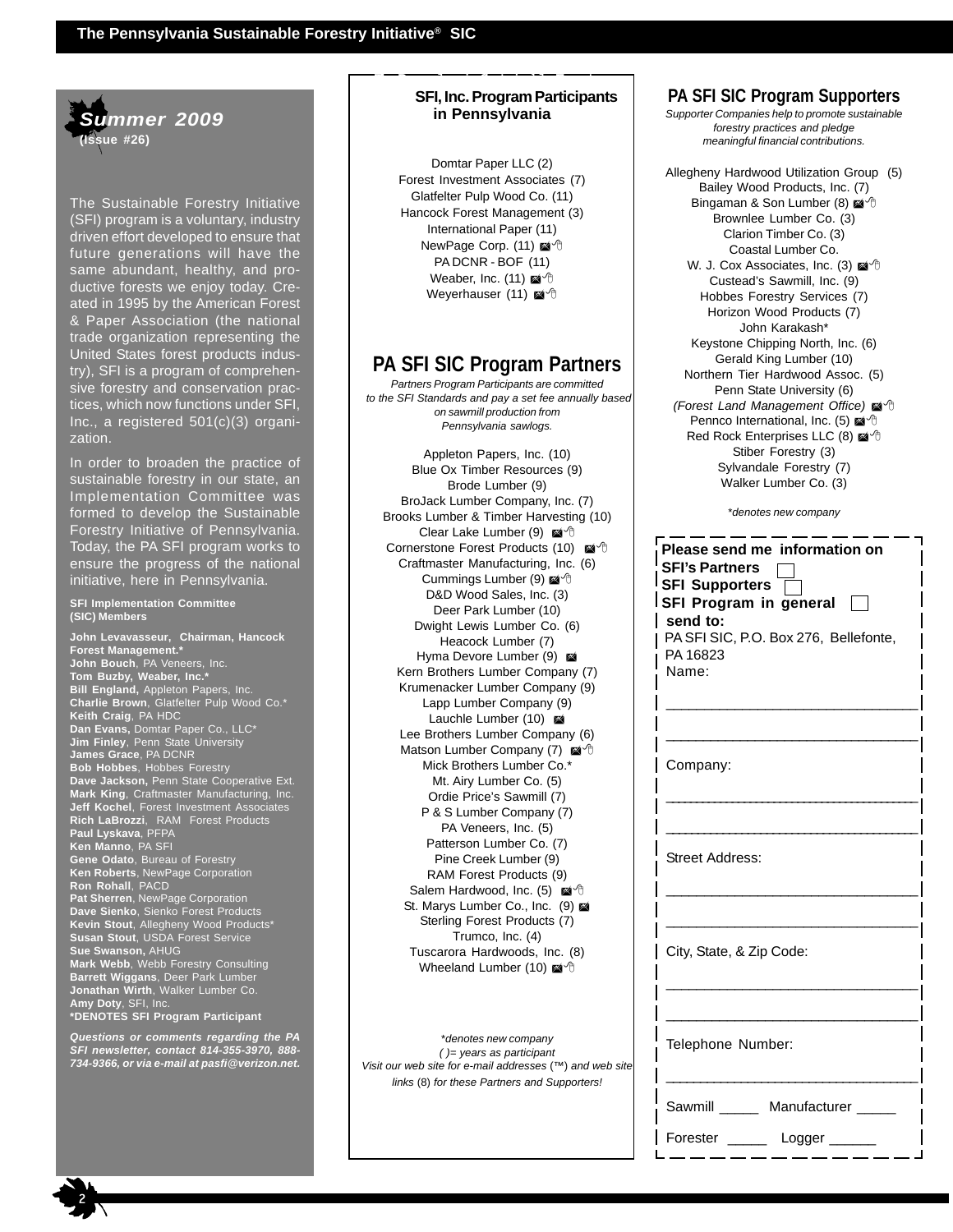**Summer 2009**
**(Issue #26)**

The Sustainable Forestry Initiative (SFI) program is a voluntary, industry driven effort developed to ensure that future generations will have the same abundant, healthy, and productive forests we enjoy today. Created in 1995 by the American Forest & Paper Association (the national trade organization representing the United States forest products industry), SFI is a program of comprehensive forestry and conservation practices, which now functions under SFI, Inc., a registered 501(c)(3) organization.

In order to broaden the practice of sustainable forestry in our state, an Implementation Committee was formed to develop the Sustainable Forestry Initiative of Pennsylvania. Today, the PA SFI program works to ensure the progress of the national initiative, here in Pennsylvania.

**SFI Implementation Committee (SIC) Members**

**John Levavasseur, Chairman, Hancock Forest Management.***
**John Bouch**, PA Veneers, Inc.
**Tom Buzby, Weaber, Inc.***
**Bill England,** Appleton Papers, Inc.
**Charlie Brown**, Glatfelter Pulp Wood Co.*
**Keith Craig**, PA HDC
**Dan Evans,** Domtar Paper Co., LLC*
**Jim Finley**, Penn State University
**James Grace**, PA DCNR
**Bob Hobbes**, Hobbes Forestry
**Dave Jackson,** Penn State Cooperative Ext.
**Mark King**, Craftmaster Manufacturing, Inc.
**Jeff Kochel**, Forest Investment Associates
**Rich LaBrozzi**, RAM Forest Products
**Paul Lyskava**, PFPA
**Ken Manno**, PA SFI
**Gene Odato**, Bureau of Forestry
**Ken Roberts**, NewPage Corporation
**Ron Rohall**, PACD
**Pat Sherren**, NewPage Corporation
**Dave Sienko**, Sienko Forest Products
**Kevin Stout**, Allegheny Wood Products*
**Susan Stout**, USDA Forest Service
**Sue Swanson,** AHUG
**Mark Webb**, Webb Forestry Consulting
**Barrett Wiggans**, Deer Park Lumber
**Jonathan Wirth**, Walker Lumber Co.
**Amy Doty**, SFI, Inc.
***DENOTES SFI Program Participant**

***Questions or comments regarding the PA SFI newsletter, contact 814-355-3970, 888-734-9366, or via e-mail at pasfi@verizon.net.***

## SFI, Inc. Program Participants in Pennsylvania

Domtar Paper LLC (2)
Forest Investment Associates (7)
Glatfelter Pulp Wood Co. (11)
Hancock Forest Management (3)
International Paper (11)
NewPage Corp. (11) ✉🖱
PA DCNR - BOF (11)
Weaber, Inc. (11) ✉🖱
Weyerhauser (11) ✉🖱

## PA SFI SIC Program Partners

*Partners Program Participants are committed to the SFI Standards and pay a set fee annually based on sawmill production from Pennsylvania sawlogs.*

Appleton Papers, Inc. (10)
Blue Ox Timber Resources (9)
Brode Lumber (9)
BroJack Lumber Company, Inc. (7)
Brooks Lumber & Timber Harvesting (10)
Clear Lake Lumber (9) ✉🖱
Cornerstone Forest Products (10) ✉🖱
Craftmaster Manufacturing, Inc. (6)
Cummings Lumber (9) ✉🖱
D&D Wood Sales, Inc. (3)
Deer Park Lumber (10)
Dwight Lewis Lumber Co. (6)
Heacock Lumber (7)
Hyma Devore Lumber (9) ✉
Kern Brothers Lumber Company (7)
Krumenacker Lumber Company (9)
Lapp Lumber Company (9)
Lauchle Lumber (10) ✉
Lee Brothers Lumber Company (6)
Matson Lumber Company (7) ✉🖱
Mick Brothers Lumber Co.*
Mt. Airy Lumber Co. (5)
Ordie Price's Sawmill (7)
P & S Lumber Company (7)
PA Veneers, Inc. (5)
Patterson Lumber Co. (7)
Pine Creek Lumber (9)
RAM Forest Products (9)
Salem Hardwood, Inc. (5) ✉🖱
St. Marys Lumber Co., Inc. (9) ✉
Sterling Forest Products (7)
Trumco, Inc. (4)
Tuscarora Hardwoods, Inc. (8)
Wheeland Lumber (10) ✉🖱

*\*denotes new company*
*( )= years as participant*
*Visit our web site for e-mail addresses (™) and web site links (8) for these Partners and Supporters!*

## PA SFI SIC Program Supporters

*Supporter Companies help to promote sustainable forestry practices and pledge meaningful financial contributions.*

Allegheny Hardwood Utilization Group (5)
Bailey Wood Products, Inc. (7)
Bingaman & Son Lumber (8) ✉🖱
Brownlee Lumber Co. (3)
Clarion Timber Co. (3)
Coastal Lumber Co.
W. J. Cox Associates, Inc. (3) ✉🖱
Custead's Sawmill, Inc. (9)
Hobbes Forestry Services (7)
Horizon Wood Products (7)
John Karakash*
Keystone Chipping North, Inc. (6)
Gerald King Lumber (10)
Northern Tier Hardwood Assoc. (5)
Penn State University (6)
*(Forest Land Management Office)* ✉🖱
Pennco International, Inc. (5) ✉🖱
Red Rock Enterprises LLC (8) ✉🖱
Stiber Forestry (3)
Sylvandale Forestry (7)
Walker Lumber Co. (3)

*\*denotes new company*

**Please send me information on**
**SFI's Partners** ☐
**SFI Supporters** ☐
**SFI Program in general** ☐
**send to:**
PA SFI SIC, P.O. Box 276, Bellefonte, PA 16823

Name: ______________________________

______________________________

Company: ______________________________

______________________________

Street Address: ______________________________

______________________________

City, State, & Zip Code: ______________________________

______________________________

Telephone Number: ______________________________

Sawmill _____ Manufacturer _____

Forester _____ Logger ______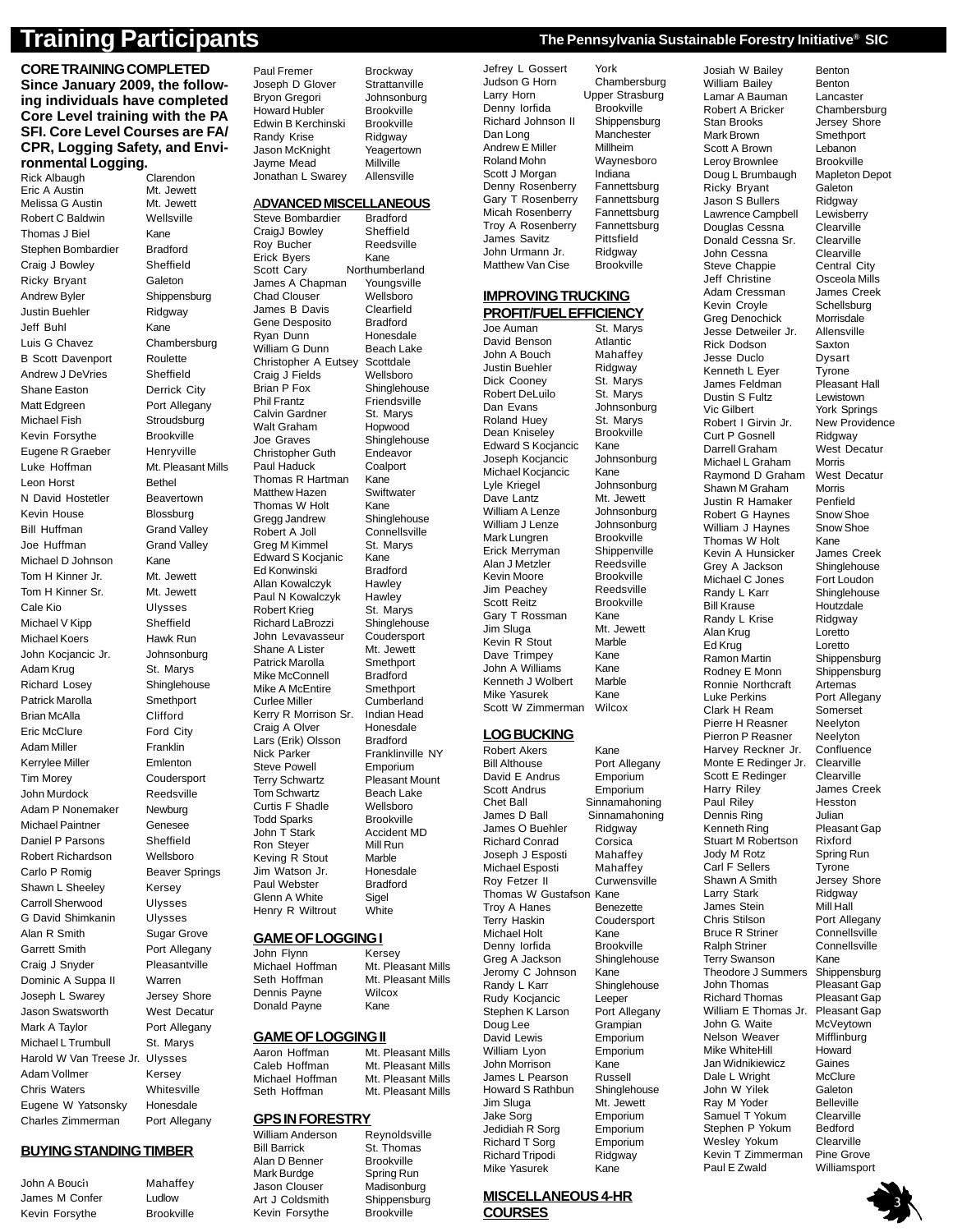# Training Participants

The Pennsylvania Sustainable Forestry Initiative® SIC

## CORE TRAINING COMPLETED

**Since January 2009, the following individuals have completed Core Level training with the PA SFI. Core Level Courses are FA/CPR, Logging Safety, and Environmental Logging.**

| Name | Location |
|---|---|
| Rick Albaugh | Clarendon |
| Eric A Austin | Mt. Jewett |
| Melissa G Austin | Mt. Jewett |
| Robert C Baldwin | Wellsville |
| Thomas J Biel | Kane |
| Stephen Bombardier | Bradford |
| Craig J Bowley | Sheffield |
| Ricky Bryant | Galeton |
| Andrew Byler | Shippensburg |
| Justin Buehler | Ridgway |
| Jeff Buhl | Kane |
| Luis G Chavez | Chambersburg |
| B Scott Davenport | Roulette |
| Andrew J DeVries | Sheffield |
| Shane Easton | Derrick City |
| Matt Edgreen | Port Allegany |
| Michael Fish | Stroudsburg |
| Kevin Forsythe | Brookville |
| Eugene R Graeber | Henryville |
| Luke Hoffman | Mt. Pleasant Mills |
| Leon Horst | Bethel |
| N David Hostetler | Beavertown |
| Kevin House | Blossburg |
| Bill Huffman | Grand Valley |
| Joe Huffman | Grand Valley |
| Michael D Johnson | Kane |
| Tom H Kinner Jr. | Mt. Jewett |
| Tom H Kinner Sr. | Mt. Jewett |
| Cale Kio | Ulysses |
| Michael V Kipp | Sheffield |
| Michael Koers | Hawk Run |
| John Kocjancic Jr. | Johnsonburg |
| Adam Krug | St. Marys |
| Richard Losey | Shinglehouse |
| Patrick Marolla | Smethport |
| Brian McAlla | Clifford |
| Eric McClure | Ford City |
| Adam Miller | Franklin |
| Kerrylee Miller | Emlenton |
| Tim Morey | Coudersport |
| John Murdock | Reedsville |
| Adam P Nonemaker | Newburg |
| Michael Paintner | Genesee |
| Daniel P Parsons | Sheffield |
| Robert Richardson | Wellsboro |
| Carlo P Romig | Beaver Springs |
| Shawn L Sheeley | Kersey |
| Carroll Sherwood | Ulysses |
| G David Shimkanin | Ulysses |
| Alan R Smith | Sugar Grove |
| Garrett Smith | Port Allegany |
| Craig J Snyder | Pleasantville |
| Dominic A Suppa II | Warren |
| Joseph L Swarey | Jersey Shore |
| Jason Swatsworth | West Decatur |
| Mark A Taylor | Port Allegany |
| Michael L Trumbull | St. Marys |
| Harold W Van Treese Jr. | Ulysses |
| Adam Vollmer | Kersey |
| Chris Waters | Whitesville |
| Eugene W Yatsonsky | Honesdale |
| Charles Zimmerman | Port Allegany |

## BUYING STANDING TIMBER

| Name | Location |
|---|---|
| John A Bouch | Mahaffey |
| James M Confer | Ludlow |
| Kevin Forsythe | Brookville |
| Paul Fremer | Brockway |
| Joseph D Glover | Strattanville |
| Bryon Gregori | Johnsonburg |
| Howard Hubler | Brookville |
| Edwin B Kerchinski | Brookville |
| Randy Krise | Ridgway |
| Jason McKnight | Yeagertown |
| Jayme Mead | Millville |
| Jonathan L Swarey | Allensville |

## ADVANCED MISCELLANEOUS

| Name | Location |
|---|---|
| Steve Bombardier | Bradford |
| CraigJ Bowley | Sheffield |
| Roy Bucher | Reedsville |
| Erick Byers | Kane |
| Scott Cary | Northumberland |
| James A Chapman | Youngsville |
| Chad Clouser | Wellsboro |
| James B Davis | Clearfield |
| Gene Desposito | Bradford |
| Ryan Dunn | Honesdale |
| William G Dunn | Beach Lake |
| Christopher A Eutsey | Scottdale |
| Craig J Fields | Wellsboro |
| Brian P Fox | Shinglehouse |
| Phil Frantz | Friendsville |
| Calvin Gardner | St. Marys |
| Walt Graham | Hopwood |
| Joe Graves | Shinglehouse |
| Christopher Guth | Endeavor |
| Paul Haduck | Coalport |
| Thomas R Hartman | Kane |
| Matthew Hazen | Swiftwater |
| Thomas W Holt | Kane |
| Gregg Jandrew | Shinglehouse |
| Robert A Joll | Connellsville |
| Greg M Kimmel | St. Marys |
| Edward S Kocjanic | Kane |
| Ed Konwinski | Bradford |
| Allan Kowalczyk | Hawley |
| Paul N Kowalczyk | Hawley |
| Robert Krieg | St. Marys |
| Richard LaBrozzi | Shinglehouse |
| John Levavasseur | Coudersport |
| Shane A Lister | Mt. Jewett |
| Patrick Marolla | Smethport |
| Mike McConnell | Bradford |
| Mike A McEntire | Smethport |
| Curlee Miller | Cumberland |
| Kerry R Morrison Sr. | Indian Head |
| Craig A Olver | Honesdale |
| Lars (Erik) Olsson | Bradford |
| Nick Parker | Franklinville NY |
| Steve Powell | Emporium |
| Terry Schwartz | Pleasant Mount |
| Tom Schwartz | Beach Lake |
| Curtis F Shadle | Wellsboro |
| Todd Sparks | Brookville |
| John T Stark | Accident MD |
| Ron Steyer | Mill Run |
| Keving R Stout | Marble |
| Jim Watson Jr. | Honesdale |
| Paul Webster | Bradford |
| Glenn A White | Sigel |
| Henry R Wiltrout | White |

## GAME OF LOGGING I

| Name | Location |
|---|---|
| John Flynn | Kersey |
| Michael Hoffman | Mt. Pleasant Mills |
| Seth Hoffman | Mt. Pleasant Mills |
| Dennis Payne | Wilcox |
| Donald Payne | Kane |

## GAME OF LOGGING II

| Name | Location |
|---|---|
| Aaron Hoffman | Mt. Pleasant Mills |
| Caleb Hoffman | Mt. Pleasant Mills |
| Michael Hoffman | Mt. Pleasant Mills |
| Seth Hoffman | Mt. Pleasant Mills |

## GPS IN FORESTRY

| Name | Location |
|---|---|
| William Anderson | Reynoldsville |
| Bill Barrick | St. Thomas |
| Alan D Benner | Brookville |
| Mark Burdge | Spring Run |
| Jason Clouser | Madisonburg |
| Art J Coldsmith | Shippensburg |
| Kevin Forsythe | Brookville |
| Jefrey L Gossert | York |
| Judson G Horn | Chambersburg |
| Larry Horn | Upper Strasburg |
| Denny Iorfida | Brookville |
| Richard Johnson II | Shippensburg |
| Dan Long | Manchester |
| Andrew E Miller | Millheim |
| Roland Mohn | Waynesboro |
| Scott J Morgan | Indiana |
| Denny Rosenberry | Fannettsburg |
| Gary T Rosenberry | Fannettsburg |
| Micah Rosenberry | Fannettsburg |
| Troy A Rosenberry | Fannettsburg |
| James Savitz | Pittsfield |
| John Urmann Jr. | Ridgway |
| Matthew Van Cise | Brookville |

## IMPROVING TRUCKING PROFIT/FUEL EFFICIENCY

| Name | Location |
|---|---|
| Joe Auman | St. Marys |
| David Benson | Atlantic |
| John A Bouch | Mahaffey |
| Justin Buehler | Ridgway |
| Dick Cooney | St. Marys |
| Robert DeLuilo | St. Marys |
| Dan Evans | Johnsonburg |
| Roland Huey | St. Marys |
| Dean Kniseley | Brookville |
| Edward S Kocjancic | Kane |
| Joseph Kocjancic | Johnsonburg |
| Michael Kocjancic | Kane |
| Lyle Kriegel | Johnsonburg |
| Dave Lantz | Mt. Jewett |
| William A Lenze | Johnsonburg |
| William J Lenze | Johnsonburg |
| Mark Lungren | Brookville |
| Erick Merryman | Shippenville |
| Alan J Metzler | Reedsville |
| Kevin Moore | Brookville |
| Jim Peachey | Reedsville |
| Scott Reitz | Brookville |
| Gary T Rossman | Kane |
| Jim Sluga | Mt. Jewett |
| Kevin R Stout | Marble |
| Dave Trimpey | Kane |
| John A Williams | Kane |
| Kenneth J Wolbert | Marble |
| Mike Yasurek | Kane |
| Scott W Zimmerman | Wilcox |

## LOG BUCKING

| Name | Location |
|---|---|
| Robert Akers | Kane |
| Bill Althouse | Port Allegany |
| David E Andrus | Emporium |
| Scott Andrus | Emporium |
| Chet Ball | Sinnamahoning |
| James D Ball | Sinnamahoning |
| James O Buehler | Ridgway |
| Richard Conrad | Corsica |
| Joseph J Esposti | Mahaffey |
| Michael Esposti | Mahaffey |
| Roy Fetzer II | Curwensville |
| Thomas W Gustafson | Kane |
| Troy A Hanes | Benezette |
| Terry Haskin | Coudersport |
| Michael Holt | Kane |
| Denny Iorfida | Brookville |
| Greg A Jackson | Shinglehouse |
| Jeromy C Johnson | Kane |
| Randy L Karr | Shinglehouse |
| Rudy Kocjancic | Leeper |
| Stephen K Larson | Port Allegany |
| Doug Lee | Grampian |
| David Lewis | Emporium |
| William Lyon | Emporium |
| John Morrison | Kane |
| James L Pearson | Russell |
| Howard S Rathbun | Shinglehouse |
| Jim Sluga | Mt. Jewett |
| Jake Sorg | Emporium |
| Jedidiah R Sorg | Emporium |
| Richard T Sorg | Emporium |
| Richard Tripodi | Ridgway |
| Mike Yasurek | Kane |

## MISCELLANEOUS 4-HR COURSES

| Name | Location |
|---|---|
| Josiah W Bailey | Benton |
| William Bailey | Benton |
| Lamar A Bauman | Lancaster |
| Robert A Bricker | Chambersburg |
| Stan Brooks | Jersey Shore |
| Mark Brown | Smethport |
| Scott A Brown | Lebanon |
| Leroy Brownlee | Brookville |
| Doug L Brumbaugh | Mapleton Depot |
| Ricky Bryant | Galeton |
| Jason S Bullers | Ridgway |
| Lawrence Campbell | Lewisberry |
| Douglas Cessna | Clearville |
| Donald Cessna Sr. | Clearville |
| John Cessna | Clearville |
| Steve Chappie | Central City |
| Jeff Christine | Osceola Mills |
| Adam Cressman | James Creek |
| Kevin Croyle | Schellsburg |
| Greg Denochick | Morrisdale |
| Jesse Detweiler Jr. | Allensville |
| Rick Dodson | Saxton |
| Jesse Duclo | Dysart |
| Kenneth L Eyer | Tyrone |
| James Feldman | Pleasant Hall |
| Dustin S Fultz | Lewistown |
| Vic Gilbert | York Springs |
| Robert I Girvin Jr. | New Providence |
| Curt P Gosnell | Ridgway |
| Darrell Graham | West Decatur |
| Michael L Graham | Morris |
| Raymond D Graham | West Decatur |
| Shawn M Graham | Morris |
| Justin R Hamaker | Penfield |
| Robert G Haynes | Snow Shoe |
| William J Haynes | Snow Shoe |
| Thomas W Holt | Kane |
| Kevin A Hunsicker | James Creek |
| Grey A Jackson | Shinglehouse |
| Michael C Jones | Fort Loudon |
| Randy L Karr | Shinglehouse |
| Bill Krause | Houtzdale |
| Randy L Krise | Ridgway |
| Alan Krug | Loretto |
| Ed Krug | Loretto |
| Ramon Martin | Shippensburg |
| Rodney E Monn | Shippensburg |
| Ronnie Northcraft | Artemas |
| Luke Perkins | Port Allegany |
| Clark H Ream | Somerset |
| Pierre H Reasner | Neelyton |
| Pierron P Reasner | Neelyton |
| Harvey Reckner Jr. | Confluence |
| Monte E Redinger Jr. | Clearville |
| Scott E Redinger | Clearville |
| Harry Riley | James Creek |
| Paul Riley | Hesston |
| Dennis Ring | Julian |
| Kenneth Ring | Pleasant Gap |
| Stuart M Robertson | Rixford |
| Jody M Rotz | Spring Run |
| Carl F Sellers | Tyrone |
| Shawn A Smith | Jersey Shore |
| Larry Stark | Ridgway |
| James Stein | Mill Hall |
| Chris Stilson | Port Allegany |
| Bruce R Striner | Connellsville |
| Ralph Striner | Connellsville |
| Terry Swanson | Kane |
| Theodore J Summers | Shippensburg |
| John Thomas | Pleasant Gap |
| Richard Thomas | Pleasant Gap |
| William E Thomas Jr. | Pleasant Gap |
| John G. Waite | McVeytown |
| Nelson Weaver | Mifflinburg |
| Mike WhiteHill | Howard |
| Jan Widnikiewicz | Gaines |
| Dale L Wright | McClure |
| John W Yilek | Galeton |
| Ray M Yoder | Belleville |
| Samuel T Yokum | Clearville |
| Stephen P Yokum | Bedford |
| Wesley Yokum | Clearville |
| Kevin T Zimmerman | Pine Grove |
| Paul E Zwald | Williamsport |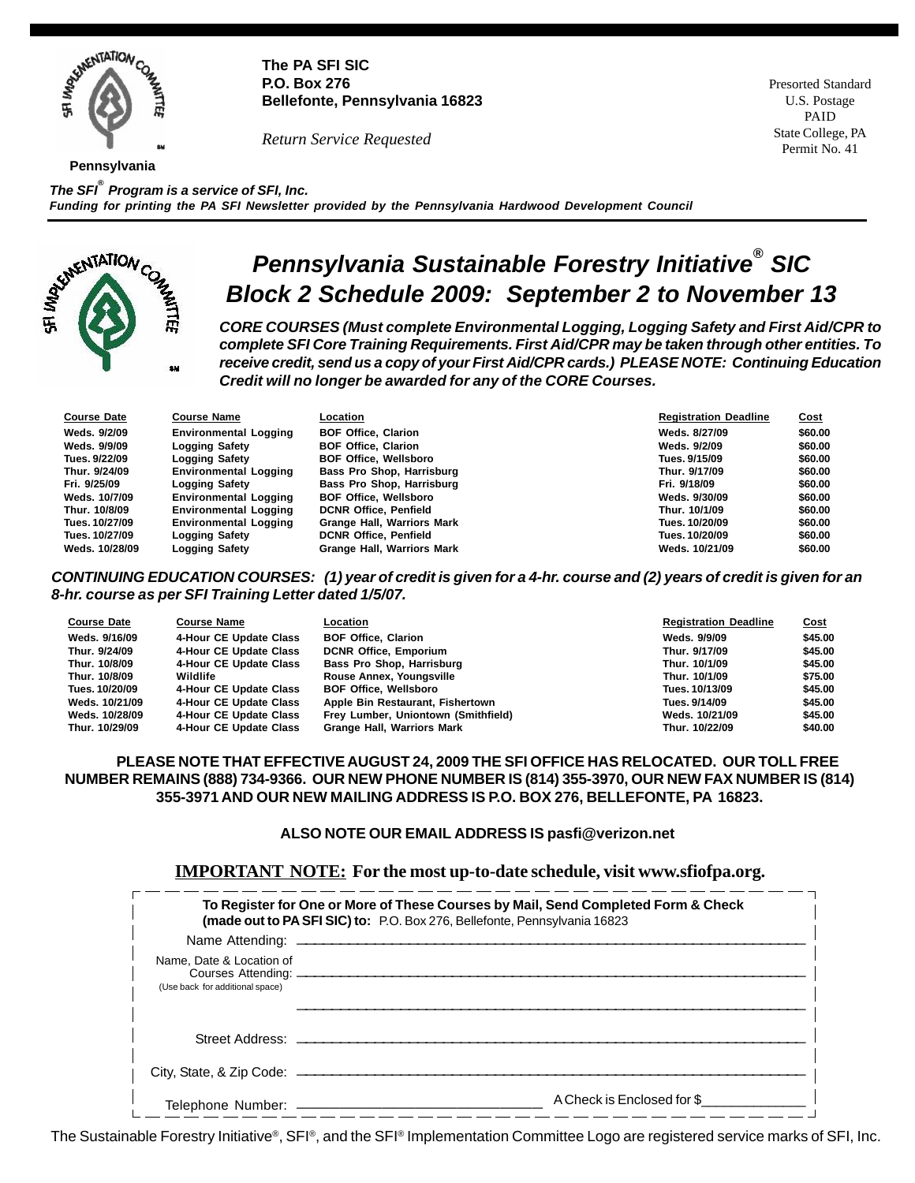**The PA SFI SIC**
**P.O. Box 276**
**Bellefonte, Pennsylvania 16823**

*Return Service Requested*

Presorted Standard
U.S. Postage
PAID
State College, PA
Permit No. 41

**Pennsylvania**

***The SFI® Program is a service of SFI, Inc.***
***Funding for printing the PA SFI Newsletter provided by the Pennsylvania Hardwood Development Council***

# *Pennsylvania Sustainable Forestry Initiative® SIC Block 2 Schedule 2009: September 2 to November 13*

***CORE COURSES (Must complete Environmental Logging, Logging Safety and First Aid/CPR to complete SFI Core Training Requirements. First Aid/CPR may be taken through other entities. To receive credit, send us a copy of your First Aid/CPR cards.) PLEASE NOTE: Continuing Education Credit will no longer be awarded for any of the CORE Courses.***

| Course Date | Course Name | Location | Registration Deadline | Cost |
|---|---|---|---|---|
| Weds. 9/2/09 | Environmental Logging | BOF Office, Clarion | Weds. 8/27/09 | $60.00 |
| Weds. 9/9/09 | Logging Safety | BOF Office, Clarion | Weds. 9/2/09 | $60.00 |
| Tues. 9/22/09 | Logging Safety | BOF Office, Wellsboro | Tues. 9/15/09 | $60.00 |
| Thur. 9/24/09 | Environmental Logging | Bass Pro Shop, Harrisburg | Thur. 9/17/09 | $60.00 |
| Fri. 9/25/09 | Logging Safety | Bass Pro Shop, Harrisburg | Fri. 9/18/09 | $60.00 |
| Weds. 10/7/09 | Environmental Logging | BOF Office, Wellsboro | Weds. 9/30/09 | $60.00 |
| Thur. 10/8/09 | Environmental Logging | DCNR Office, Penfield | Thur. 10/1/09 | $60.00 |
| Tues. 10/27/09 | Environmental Logging | Grange Hall, Warriors Mark | Tues. 10/20/09 | $60.00 |
| Tues. 10/27/09 | Logging Safety | DCNR Office, Penfield | Tues. 10/20/09 | $60.00 |
| Weds. 10/28/09 | Logging Safety | Grange Hall, Warriors Mark | Weds. 10/21/09 | $60.00 |

***CONTINUING EDUCATION COURSES: (1) year of credit is given for a 4-hr. course and (2) years of credit is given for an 8-hr. course as per SFI Training Letter dated 1/5/07.***

| Course Date | Course Name | Location | Registration Deadline | Cost |
|---|---|---|---|---|
| Weds. 9/16/09 | 4-Hour CE Update Class | BOF Office, Clarion | Weds. 9/9/09 | $45.00 |
| Thur. 9/24/09 | 4-Hour CE Update Class | DCNR Office, Emporium | Thur. 9/17/09 | $45.00 |
| Thur. 10/8/09 | 4-Hour CE Update Class | Bass Pro Shop, Harrisburg | Thur. 10/1/09 | $45.00 |
| Thur. 10/8/09 | Wildlife | Rouse Annex, Youngsville | Thur. 10/1/09 | $75.00 |
| Tues. 10/20/09 | 4-Hour CE Update Class | BOF Office, Wellsboro | Tues. 10/13/09 | $45.00 |
| Weds. 10/21/09 | 4-Hour CE Update Class | Apple Bin Restaurant, Fishertown | Tues. 9/14/09 | $45.00 |
| Weds. 10/28/09 | 4-Hour CE Update Class | Frey Lumber, Uniontown (Smithfield) | Weds. 10/21/09 | $45.00 |
| Thur. 10/29/09 | 4-Hour CE Update Class | Grange Hall, Warriors Mark | Thur. 10/22/09 | $40.00 |

**PLEASE NOTE THAT EFFECTIVE AUGUST 24, 2009 THE SFI OFFICE HAS RELOCATED. OUR TOLL FREE NUMBER REMAINS (888) 734-9366. OUR NEW PHONE NUMBER IS (814) 355-3970, OUR NEW FAX NUMBER IS (814) 355-3971 AND OUR NEW MAILING ADDRESS IS P.O. BOX 276, BELLEFONTE, PA 16823.**

**ALSO NOTE OUR EMAIL ADDRESS IS pasfi@verizon.net**

**IMPORTANT NOTE: For the most up-to-date schedule, visit www.sfiofpa.org.**

**To Register for One or More of These Courses by Mail, Send Completed Form & Check (made out to PA SFI SIC) to:** P.O. Box 276, Bellefonte, Pennsylvania 16823

Name Attending: ______________________________

Name, Date & Location of Courses Attending: ______________________________
(Use back for additional space)

______________________________

Street Address: ______________________________

City, State, & Zip Code: ______________________________

Telephone Number: ______________________________ A Check is Enclosed for $______________

The Sustainable Forestry Initiative®, SFI®, and the SFI® Implementation Committee Logo are registered service marks of SFI, Inc.